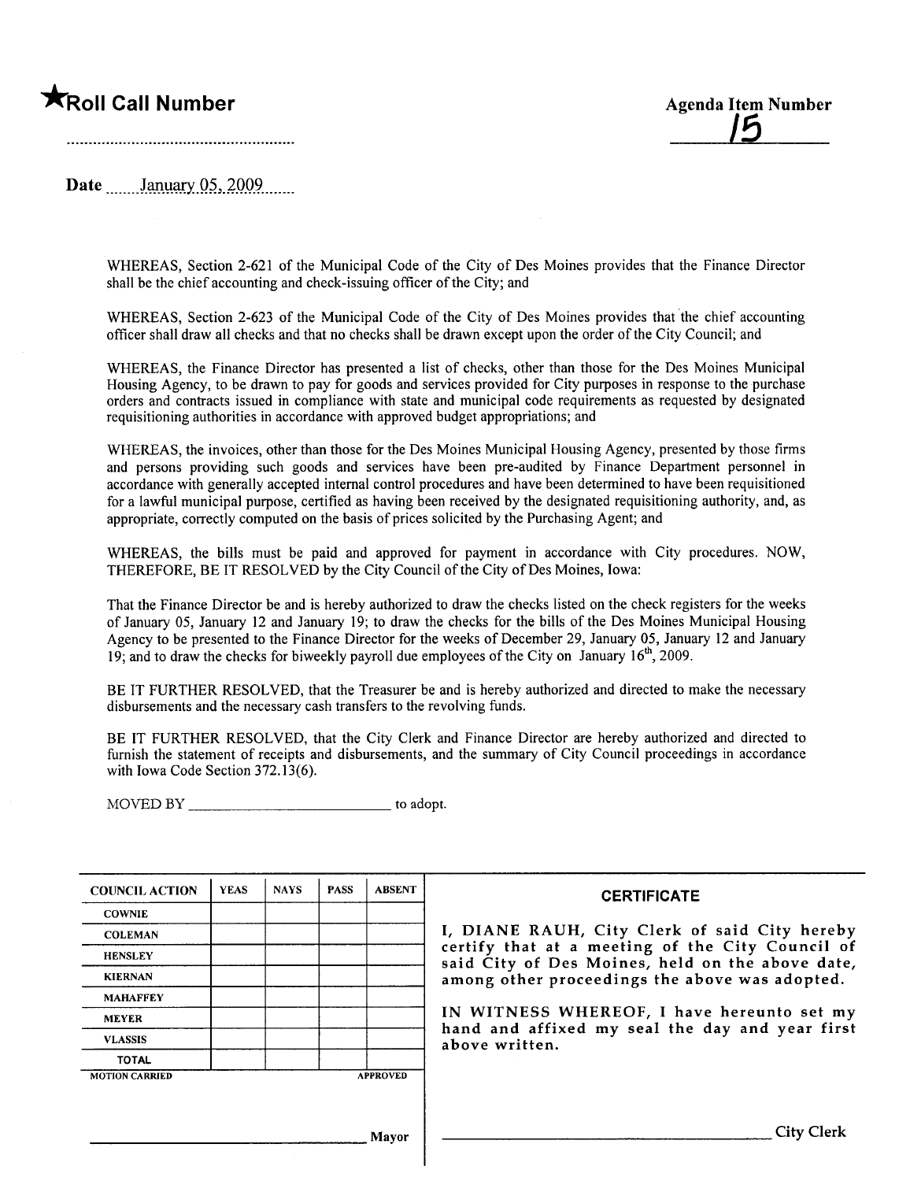★**Roll Call Number**

........................................................

**Agenda Item Number**

15

Date January 05, 2009

WHEREAS, Section 2-621 of the Municipal Code of the City of Des Moines provides that the Finance Director shall be the chief accounting and check-issuing officer of the City; and

WHEREAS, Section 2-623 of the Municipal Code of the City of Des Moines provides that the chief accounting officer shall draw all checks and that no checks shall be drawn except upon the order of the City Council; and

WHEREAS, the Finance Director has presented a list of checks, other than those for the Des Moines Municipal Housing Agency, to be drawn to pay for goods and services provided for City purposes in response to the purchase orders and contracts issued in compliance with state and municipal code requirements as requested by designated requisitioning authorities in accordance with approved budget appropriations; and

WHEREAS, the invoices, other than those for the Des Moines Municipal Housing Agency, presented by those firms and persons providing such goods and services have been pre-audited by Finance Department personnel in accordance with generally accepted internal control procedures and have been determined to have been requisitioned for a lawful municipal purpose, certified as having been received by the designated requisitioning authority, and, as appropriate, correctly computed on the basis of prices solicited by the Purchasing Agent; and

WHEREAS, the bills must be paid and approved for payment in accordance with City procedures. NOW, THEREFORE, BE IT RESOLVED by the City Council of the City of Des Moines, Iowa:

That the Finance Director be and is hereby authorized to draw the checks listed on the check registers for the weeks of January 05, January 12 and January 19; to draw the checks for the bills of the Des Moines Municipal Housing Agency to be presented to the Finance Director for the weeks of December 29, January 05, January 12 and January 19; and to draw the checks for biweekly payroll due employees of the City on January 16th, 2009.

BE IT FURTHER RESOLVED, that the Treasurer be and is hereby authorized and directed to make the necessary disbursements and the necessary cash transfers to the revolving funds.

BE IT FURTHER RESOLVED, that the City Clerk and Finance Director are hereby authorized and directed to furnish the statement of receipts and disbursements, and the summary of City Council proceedings in accordance with Iowa Code Section 372.13(6).

MOVED BY ____________________________ to adopt.

| COUNCIL ACTION | YEAS | NAYS | PASS | ABSENT |
|---|---|---|---|---|
| COWNIE | | | | |
| COLEMAN | | | | |
| HENSLEY | | | | |
| KIERNAN | | | | |
| MAHAFFEY | | | | |
| MEYER | | | | |
| VLASSIS | | | | |
| TOTAL | | | | |

MOTION CARRIED APPROVED

____________________________ Mayor

**CERTIFICATE**

I, DIANE RAUH, City Clerk of said City hereby certify that at a meeting of the City Council of said City of Des Moines, held on the above date, among other proceedings the above was adopted.

IN WITNESS WHEREOF, I have hereunto set my hand and affixed my seal the day and year first above written.

____________________________ City Clerk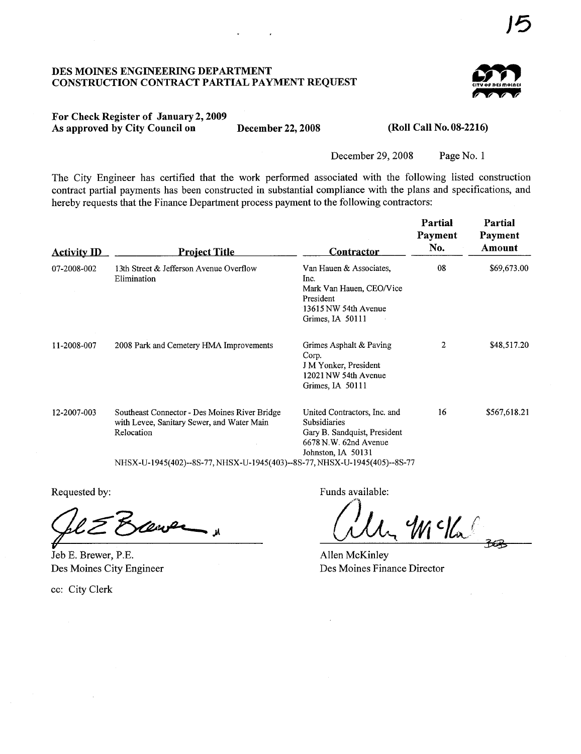# DES MOINES ENGINEERING DEPARTMENT
## CONSTRUCTION CONTRACT PARTIAL PAYMENT REQUEST

**For Check Register of January 2, 2009**
**As approved by City Council on December 22, 2008 (Roll Call No. 08-2216)**

December 29, 2008 Page No. 1

The City Engineer has certified that the work performed associated with the following listed construction contract partial payments has been constructed in substantial compliance with the plans and specifications, and hereby requests that the Finance Department process payment to the following contractors:

| Activity ID | Project Title | Contractor | Partial Payment No. | Partial Payment Amount |
|---|---|---|---|---|
| 07-2008-002 | 13th Street & Jefferson Avenue Overflow Elimination | Van Hauen & Associates, Inc.<br>Mark Van Hauen, CEO/Vice President<br>13615 NW 54th Avenue<br>Grimes, IA 50111 | 08 | $69,673.00 |
| 11-2008-007 | 2008 Park and Cemetery HMA Improvements | Grimes Asphalt & Paving Corp.<br>J M Yonker, President<br>12021 NW 54th Avenue<br>Grimes, IA 50111 | 2 | $48,517.20 |
| 12-2007-003 | Southeast Connector - Des Moines River Bridge with Levee, Sanitary Sewer, and Water Main Relocation<br>NHSX-U-1945(402)--8S-77, NHSX-U-1945(403)--8S-77, NHSX-U-1945(405)--8S-77 | United Contractors, Inc. and Subsidiaries<br>Gary B. Sandquist, President<br>6678 N.W. 62nd Avenue<br>Johnston, IA 50131 | 16 | $567,618.21 |

Requested by:

Jeb E. Brewer, P.E.
Des Moines City Engineer

Funds available:

Allen McKinley
Des Moines Finance Director

cc: City Clerk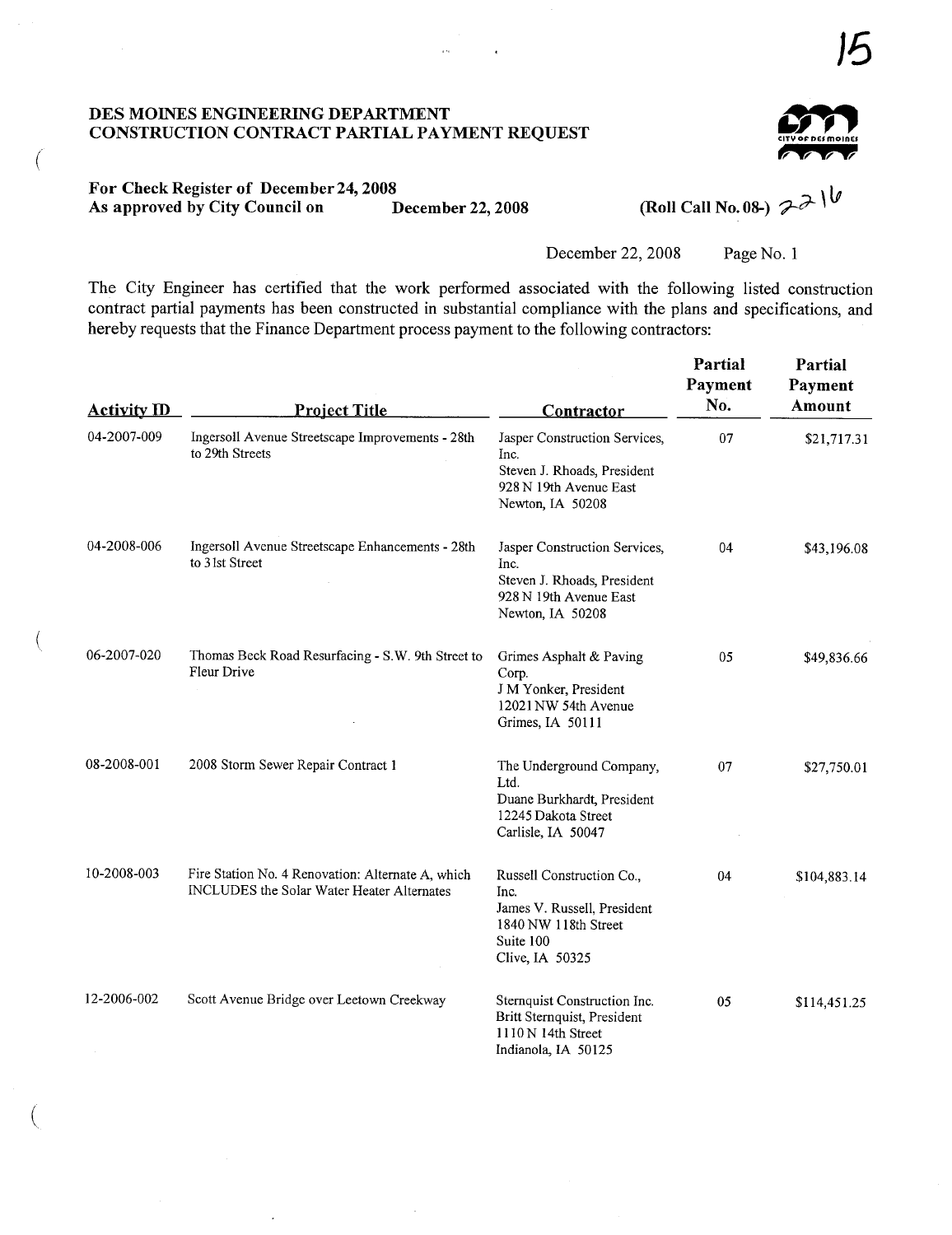**DES MOINES ENGINEERING DEPARTMENT**
**CONSTRUCTION CONTRACT PARTIAL PAYMENT REQUEST**

**For Check Register of December 24, 2008**
**As approved by City Council on December 22, 2008**

**(Roll Call No. 08-) 2216**

December 22, 2008 Page No. 1

The City Engineer has certified that the work performed associated with the following listed construction contract partial payments has been constructed in substantial compliance with the plans and specifications, and hereby requests that the Finance Department process payment to the following contractors:

| Activity ID | Project Title | Contractor | Partial Payment No. | Partial Payment Amount |
|---|---|---|---|---|
| 04-2007-009 | Ingersoll Avenue Streetscape Improvements - 28th to 29th Streets | Jasper Construction Services, Inc. Steven J. Rhoads, President 928 N 19th Avenue East Newton, IA 50208 | 07 | $21,717.31 |
| 04-2008-006 | Ingersoll Avenue Streetscape Enhancements - 28th to 31st Street | Jasper Construction Services, Inc. Steven J. Rhoads, President 928 N 19th Avenue East Newton, IA 50208 | 04 | $43,196.08 |
| 06-2007-020 | Thomas Beck Road Resurfacing - S.W. 9th Street to Fleur Drive | Grimes Asphalt & Paving Corp. J M Yonker, President 12021 NW 54th Avenue Grimes, IA 50111 | 05 | $49,836.66 |
| 08-2008-001 | 2008 Storm Sewer Repair Contract 1 | The Underground Company, Ltd. Duane Burkhardt, President 12245 Dakota Street Carlisle, IA 50047 | 07 | $27,750.01 |
| 10-2008-003 | Fire Station No. 4 Renovation: Alternate A, which INCLUDES the Solar Water Heater Alternates | Russell Construction Co., Inc. James V. Russell, President 1840 NW 118th Street Suite 100 Clive, IA 50325 | 04 | $104,883.14 |
| 12-2006-002 | Scott Avenue Bridge over Leetown Creekway | Sternquist Construction Inc. Britt Sternquist, President 1110 N 14th Street Indianola, IA 50125 | 05 | $114,451.25 |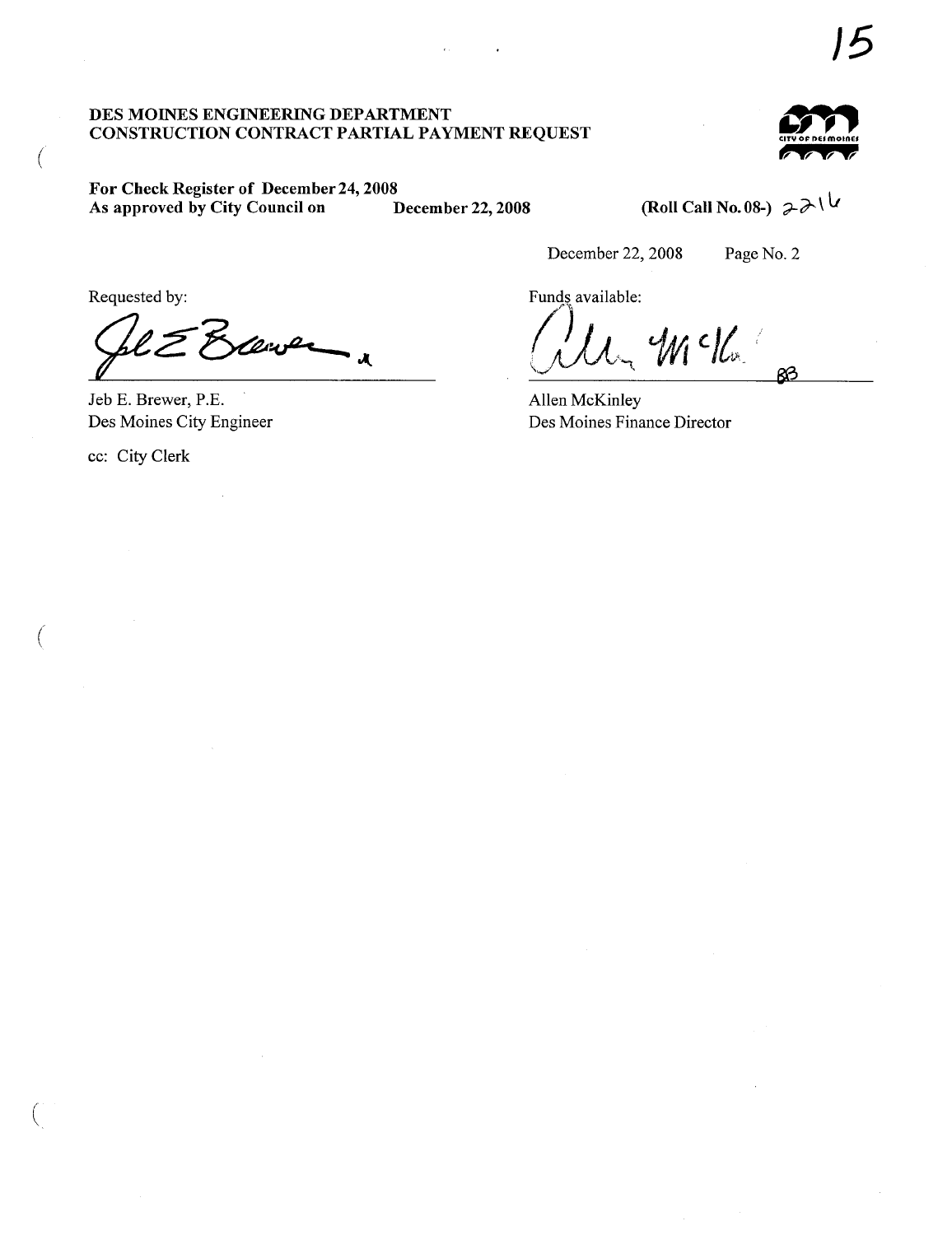15

DES MOINES ENGINEERING DEPARTMENT
CONSTRUCTION CONTRACT PARTIAL PAYMENT REQUEST

**For Check Register of December 24, 2008**
**As approved by City Council on December 22, 2008**

**(Roll Call No. 08-)** 2216

December 22, 2008 Page No. 2

Requested by:

Jeb E. Brewer, P.E.
Des Moines City Engineer

cc: City Clerk

Funds available:

Allen McKinley
Des Moines Finance Director